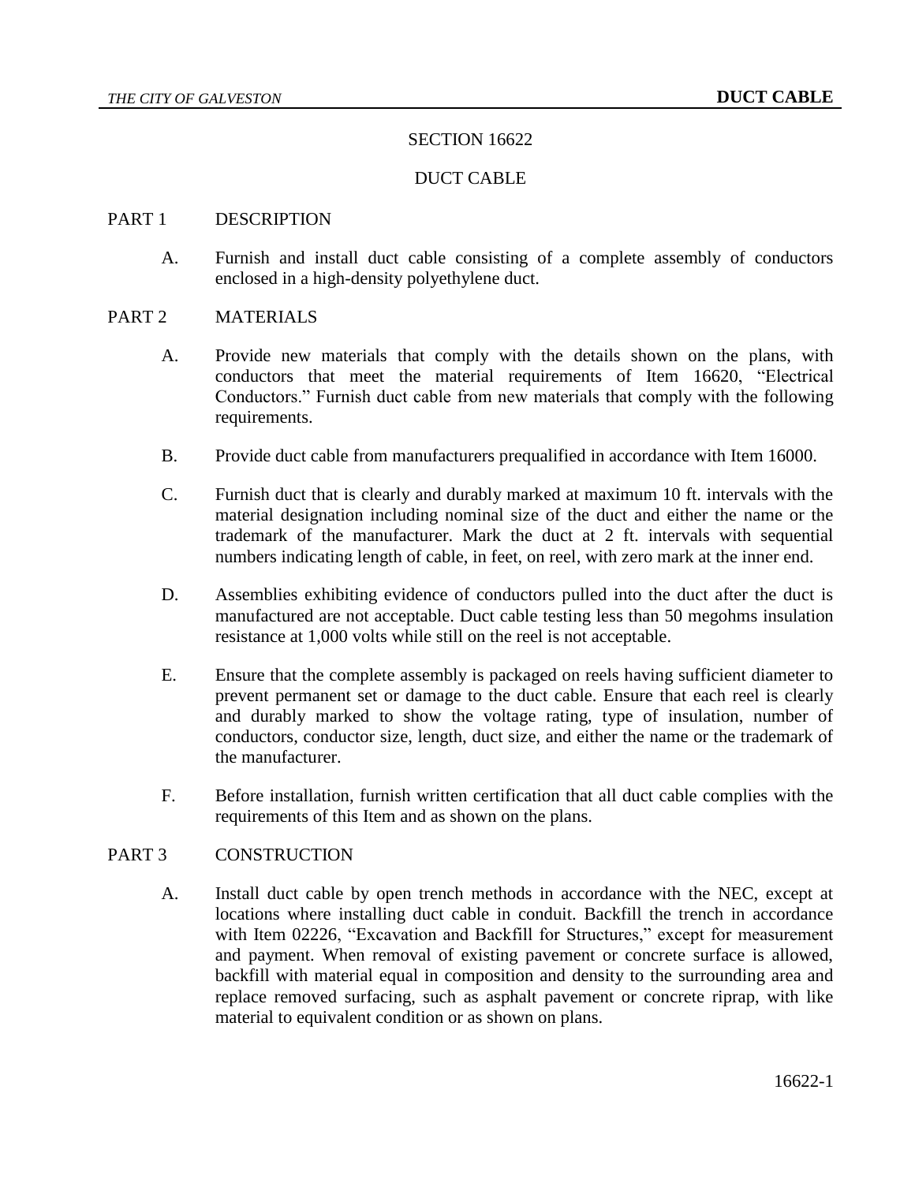# SECTION 16622

# DUCT CABLE

## PART 1 DESCRIPTION

A. Furnish and install duct cable consisting of a complete assembly of conductors enclosed in a high-density polyethylene duct.

## PART 2 MATERIALS

A. Provide new materials that comply with the details shown on the plans, with conductors that meet the material requirements of Item 16620, "Electrical Conductors." Furnish duct cable from new materials that comply with the following requirements.

B. Provide duct cable from manufacturers prequalified in accordance with Item 16000.

C. Furnish duct that is clearly and durably marked at maximum 10 ft. intervals with the material designation including nominal size of the duct and either the name or the trademark of the manufacturer. Mark the duct at 2 ft. intervals with sequential numbers indicating length of cable, in feet, on reel, with zero mark at the inner end.

D. Assemblies exhibiting evidence of conductors pulled into the duct after the duct is manufactured are not acceptable. Duct cable testing less than 50 megohms insulation resistance at 1,000 volts while still on the reel is not acceptable.

E. Ensure that the complete assembly is packaged on reels having sufficient diameter to prevent permanent set or damage to the duct cable. Ensure that each reel is clearly and durably marked to show the voltage rating, type of insulation, number of conductors, conductor size, length, duct size, and either the name or the trademark of the manufacturer.

F. Before installation, furnish written certification that all duct cable complies with the requirements of this Item and as shown on the plans.

## PART 3 CONSTRUCTION

A. Install duct cable by open trench methods in accordance with the NEC, except at locations where installing duct cable in conduit. Backfill the trench in accordance with Item 02226, "Excavation and Backfill for Structures," except for measurement and payment. When removal of existing pavement or concrete surface is allowed, backfill with material equal in composition and density to the surrounding area and replace removed surfacing, such as asphalt pavement or concrete riprap, with like material to equivalent condition or as shown on plans.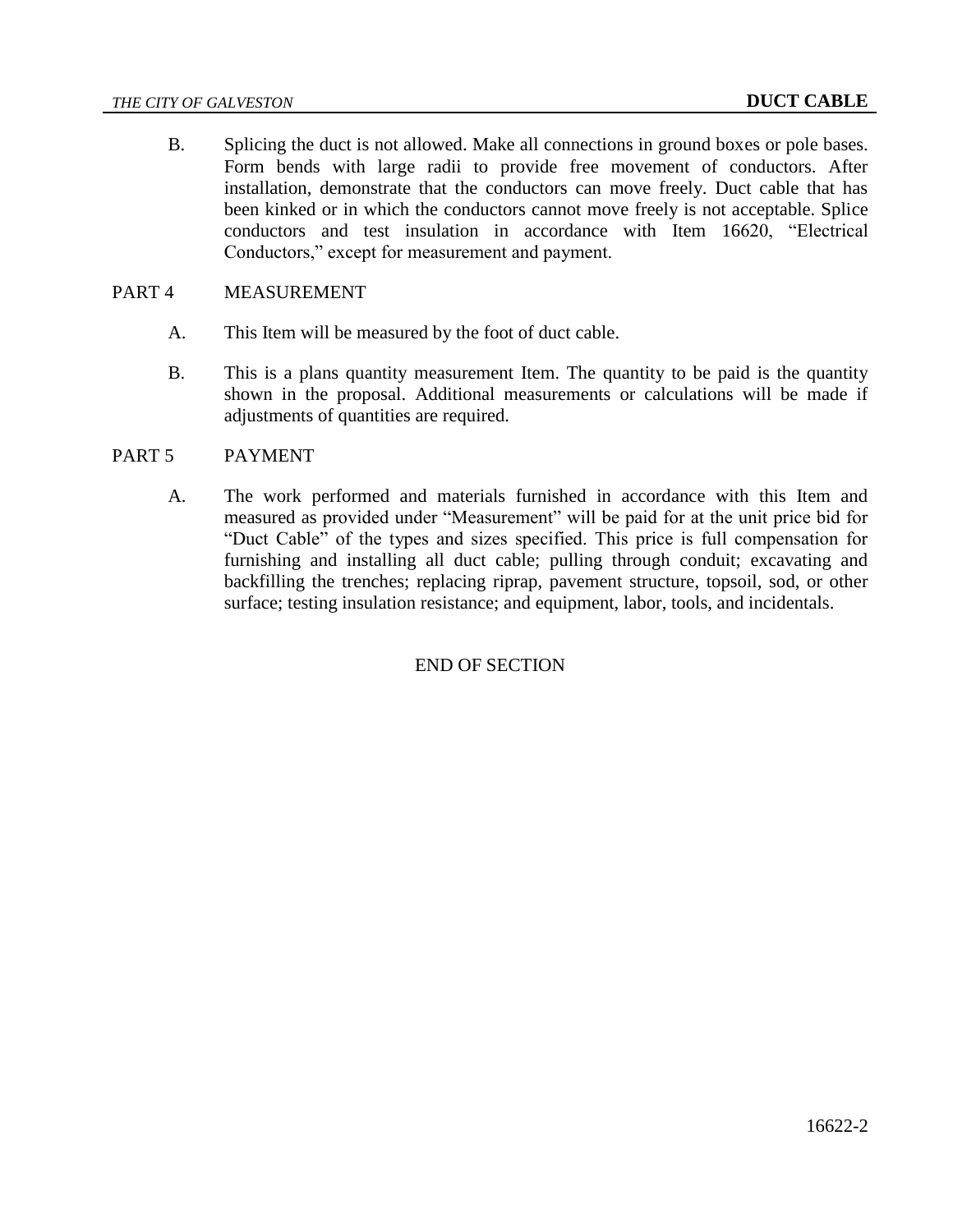B. Splicing the duct is not allowed. Make all connections in ground boxes or pole bases. Form bends with large radii to provide free movement of conductors. After installation, demonstrate that the conductors can move freely. Duct cable that has been kinked or in which the conductors cannot move freely is not acceptable. Splice conductors and test insulation in accordance with Item 16620, "Electrical Conductors," except for measurement and payment.

## PART 4 MEASUREMENT

A. This Item will be measured by the foot of duct cable.

B. This is a plans quantity measurement Item. The quantity to be paid is the quantity shown in the proposal. Additional measurements or calculations will be made if adjustments of quantities are required.

## PART 5 PAYMENT

A. The work performed and materials furnished in accordance with this Item and measured as provided under "Measurement" will be paid for at the unit price bid for "Duct Cable" of the types and sizes specified. This price is full compensation for furnishing and installing all duct cable; pulling through conduit; excavating and backfilling the trenches; replacing riprap, pavement structure, topsoil, sod, or other surface; testing insulation resistance; and equipment, labor, tools, and incidentals.

END OF SECTION